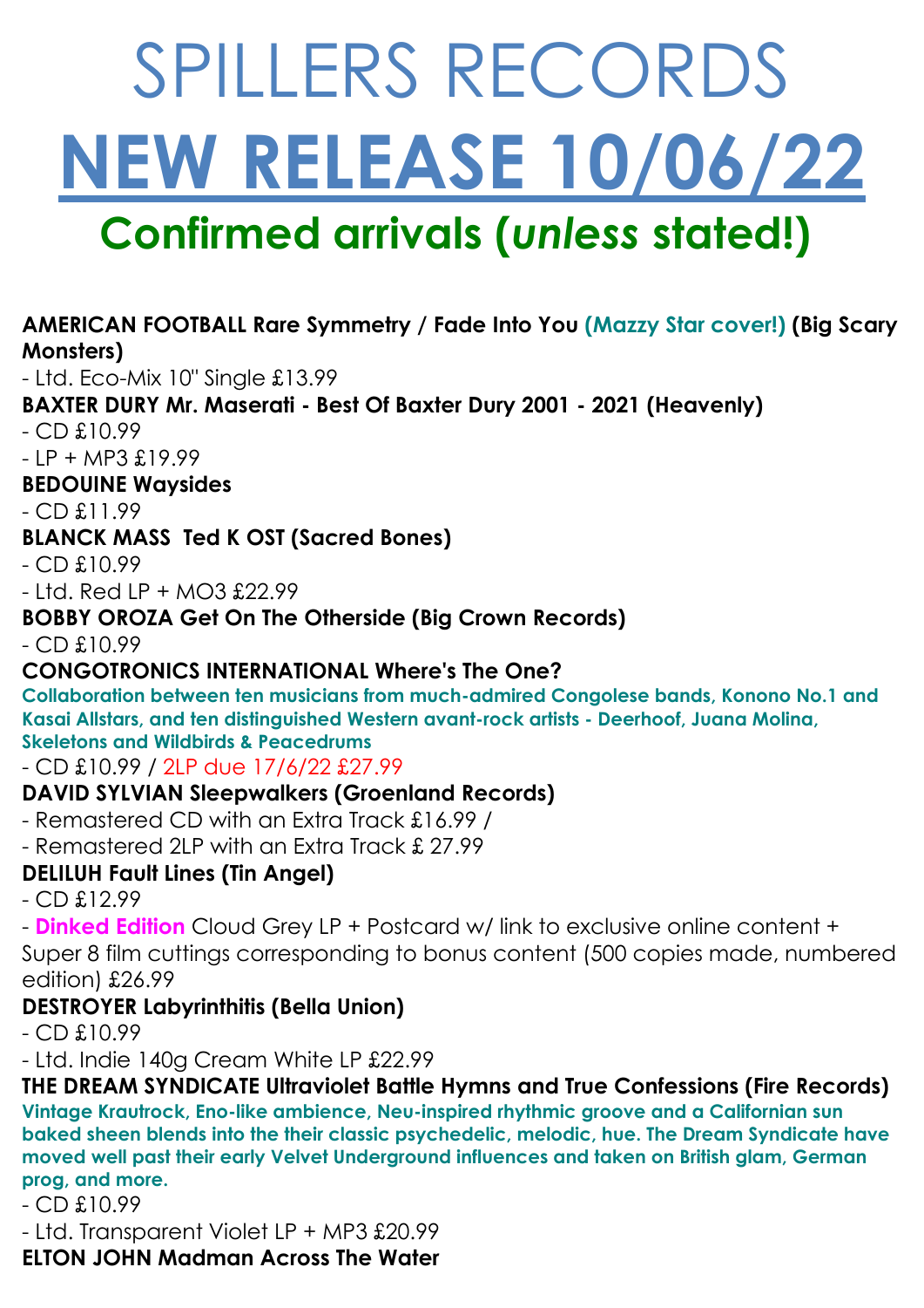# SPILLERS RECORDS

# NEW RELEASE 10/06/22

## Confirmed arrivals (*unless* stated!)

**AMERICAN FOOTBALL Rare Symmetry / Fade Into You** (Mazzy Star cover!) **(Big Scary Monsters)**

- Ltd. Eco-Mix 10" Single £13.99

**BAXTER DURY Mr. Maserati - Best Of Baxter Dury 2001 - 2021 (Heavenly)**

- CD £10.99
- LP + MP3 £19.99

**BEDOUINE Waysides**

- CD £11.99

**BLANCK MASS Ted K OST (Sacred Bones)**

- CD £10.99
- Ltd. Red LP + MO3 £22.99

**BOBBY OROZA Get On The Otherside (Big Crown Records)**

- CD £10.99

**CONGOTRONICS INTERNATIONAL Where's The One?**

**Collaboration between ten musicians from much-admired Congolese bands, Konono No.1 and Kasai Allstars, and ten distinguished Western avant-rock artists - Deerhoof, Juana Molina, Skeletons and Wildbirds & Peacedrums**

- CD £10.99 / 2LP due 17/6/22 £27.99

**DAVID SYLVIAN Sleepwalkers (Groenland Records)**

- Remastered CD with an Extra Track £16.99 /
- Remastered 2LP with an Extra Track £ 27.99

**DELILUH Fault Lines (Tin Angel)**

- CD £12.99
- **Dinked Edition** Cloud Grey LP + Postcard w/ link to exclusive online content + Super 8 film cuttings corresponding to bonus content (500 copies made, numbered edition) £26.99

**DESTROYER Labyrinthitis (Bella Union)**

- CD £10.99
- Ltd. Indie 140g Cream White LP £22.99

**THE DREAM SYNDICATE Ultraviolet Battle Hymns and True Confessions (Fire Records)**

**Vintage Krautrock, Eno-like ambience, Neu-inspired rhythmic groove and a Californian sun baked sheen blends into the their classic psychedelic, melodic, hue. The Dream Syndicate have moved well past their early Velvet Underground influences and taken on British glam, German prog, and more.**

- CD £10.99
- Ltd. Transparent Violet LP + MP3 £20.99

**ELTON JOHN Madman Across The Water**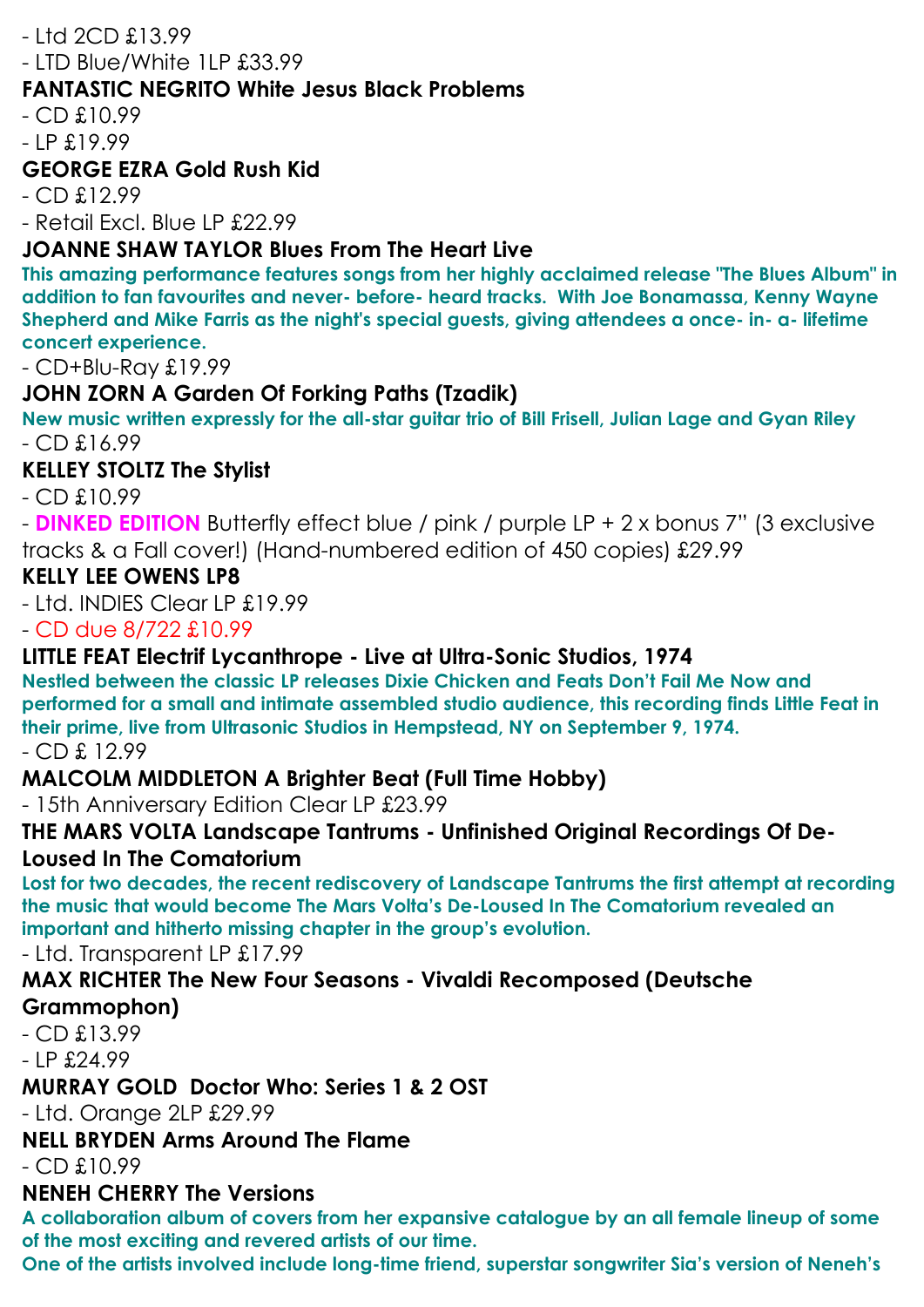- Ltd 2CD £13.99
- LTD Blue/White 1LP £33.99

**FANTASTIC NEGRITO White Jesus Black Problems**

- CD £10.99
- LP £19.99

**GEORGE EZRA Gold Rush Kid**

- CD £12.99
- Retail Excl. Blue LP £22.99

**JOANNE SHAW TAYLOR Blues From The Heart Live**

**This amazing performance features songs from her highly acclaimed release "The Blues Album" in addition to fan favourites and never- before- heard tracks. With Joe Bonamassa, Kenny Wayne Shepherd and Mike Farris as the night's special guests, giving attendees a once- in- a- lifetime concert experience.**

- CD+Blu-Ray £19.99

**JOHN ZORN A Garden Of Forking Paths (Tzadik)**

**New music written expressly for the all-star guitar trio of Bill Frisell, Julian Lage and Gyan Riley**

- CD £16.99

**KELLEY STOLTZ The Stylist**

- CD £10.99
- **DINKED EDITION** Butterfly effect blue / pink / purple LP + 2 x bonus 7" (3 exclusive tracks & a Fall cover!) (Hand-numbered edition of 450 copies) £29.99

**KELLY LEE OWENS LP8**

- Ltd. INDIES Clear LP £19.99
- CD due 8/722 £10.99

**LITTLE FEAT Electrif Lycanthrope - Live at Ultra-Sonic Studios, 1974**

**Nestled between the classic LP releases Dixie Chicken and Feats Don't Fail Me Now and performed for a small and intimate assembled studio audience, this recording finds Little Feat in their prime, live from Ultrasonic Studios in Hempstead, NY on September 9, 1974.**

- CD £ 12.99

**MALCOLM MIDDLETON A Brighter Beat (Full Time Hobby)**

- 15th Anniversary Edition Clear LP £23.99

**THE MARS VOLTA Landscape Tantrums - Unfinished Original Recordings Of De-Loused In The Comatorium**

**Lost for two decades, the recent rediscovery of Landscape Tantrums the first attempt at recording the music that would become The Mars Volta's De-Loused In The Comatorium revealed an important and hitherto missing chapter in the group's evolution.**

- Ltd. Transparent LP £17.99

**MAX RICHTER The New Four Seasons - Vivaldi Recomposed (Deutsche Grammophon)**

- CD £13.99
- LP £24.99

**MURRAY GOLD Doctor Who: Series 1 & 2 OST**

- Ltd. Orange 2LP £29.99

**NELL BRYDEN Arms Around The Flame**

- CD £10.99

**NENEH CHERRY The Versions**

**A collaboration album of covers from her expansive catalogue by an all female lineup of some of the most exciting and revered artists of our time.**

**One of the artists involved include long-time friend, superstar songwriter Sia's version of Neneh's**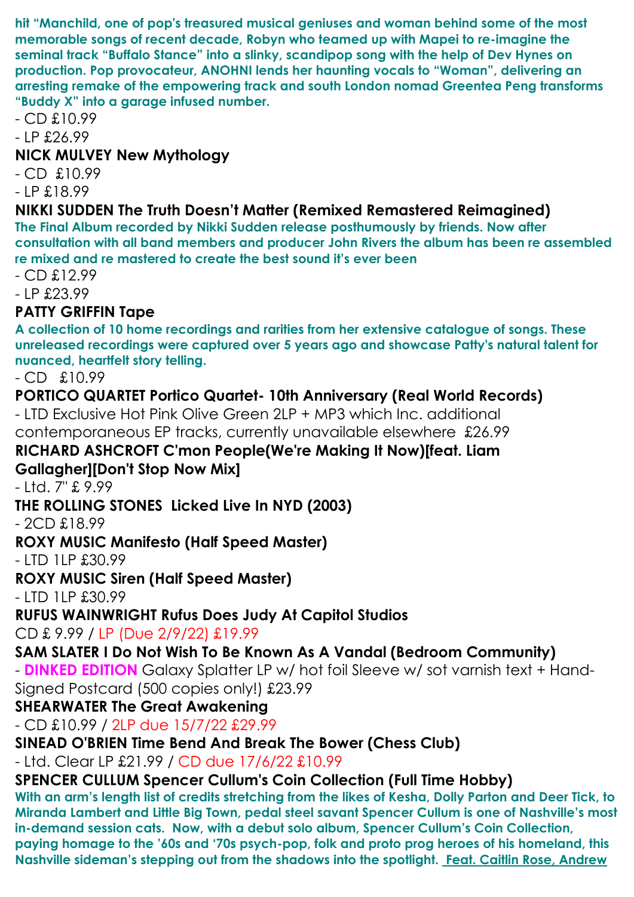**hit "Manchild, one of pop's treasured musical geniuses and woman behind some of the most memorable songs of recent decade, Robyn who teamed up with Mapei to re-imagine the seminal track "Buffalo Stance" into a slinky, scandipop song with the help of Dev Hynes on production. Pop provocateur, ANOHNI lends her haunting vocals to "Woman", delivering an arresting remake of the empowering track and south London nomad Greentea Peng transforms "Buddy X" into a garage infused number.**

- CD £10.99
- LP £26.99

### NICK MULVEY New Mythology

- CD  £10.99
- LP £18.99

### NIKKI SUDDEN The Truth Doesn't Matter (Remixed Remastered Reimagined)

**The Final Album recorded by Nikki Sudden release posthumously by friends. Now after consultation with all band members and producer John Rivers the album has been re assembled re mixed and re mastered to create the best sound it's ever been**

- CD £12.99
- LP £23.99

### PATTY GRIFFIN Tape

**A collection of 10 home recordings and rarities from her extensive catalogue of songs. These unreleased recordings were captured over 5 years ago and showcase Patty's natural talent for nuanced, heartfelt story telling.**

- CD   £10.99

### PORTICO QUARTET Portico Quartet- 10th Anniversary (Real World Records)

- LTD Exclusive Hot Pink Olive Green 2LP + MP3 which Inc. additional contemporaneous EP tracks, currently unavailable elsewhere  £26.99

### RICHARD ASHCROFT C'mon People(We're Making It Now)[feat. Liam Gallagher][Don't Stop Now Mix]

- Ltd. 7" £ 9.99

### THE ROLLING STONES  Licked Live In NYD (2003)

- 2CD £18.99

### ROXY MUSIC Manifesto (Half Speed Master)

- LTD 1LP £30.99

### ROXY MUSIC Siren (Half Speed Master)

- LTD 1LP £30.99

### RUFUS WAINWRIGHT Rufus Does Judy At Capitol Studios

CD £ 9.99 / LP (Due 2/9/22) £19.99

### SAM SLATER I Do Not Wish To Be Known As A Vandal (Bedroom Community)

- **DINKED EDITION** Galaxy Splatter LP w/ hot foil Sleeve w/ sot varnish text + Hand-Signed Postcard (500 copies only!) £23.99

### SHEARWATER The Great Awakening

- CD £10.99 / 2LP due 15/7/22 £29.99

### SINEAD O'BRIEN Time Bend And Break The Bower (Chess Club)

- Ltd. Clear LP £21.99 / CD due 17/6/22 £10.99

### SPENCER CULLUM Spencer Cullum's Coin Collection (Full Time Hobby)

**With an arm's length list of credits stretching from the likes of Kesha, Dolly Parton and Deer Tick, to Miranda Lambert and Little Big Town, pedal steel savant Spencer Cullum is one of Nashville's most in-demand session cats.  Now, with a debut solo album, Spencer Cullum's Coin Collection, paying homage to the '60s and '70s psych-pop, folk and proto prog heroes of his homeland, this Nashville sideman's stepping out from the shadows into the spotlight.  Feat. Caitlin Rose, Andrew**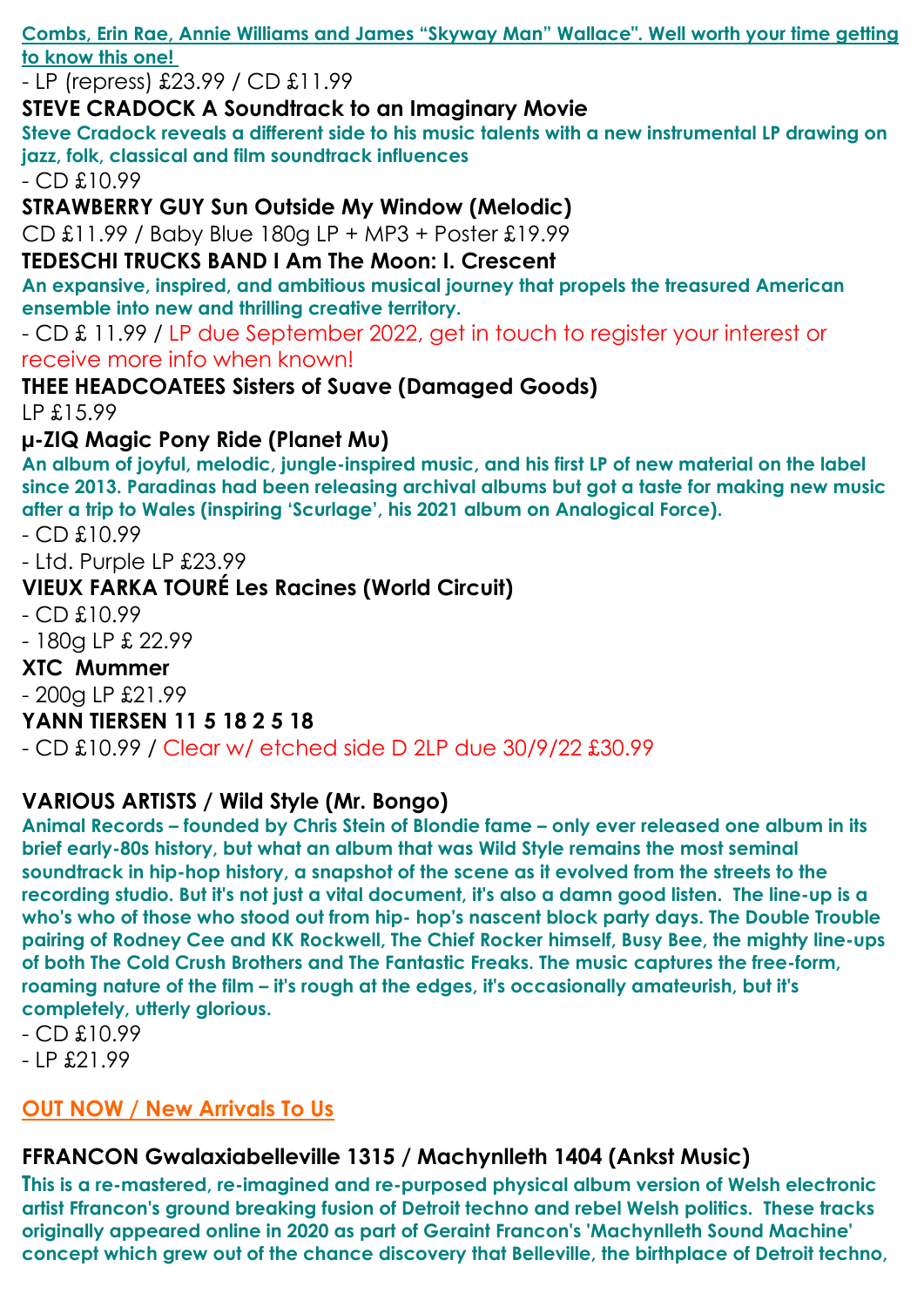**Combs, Erin Rae, Annie Williams and James "Skyway Man" Wallace". Well worth your time getting to know this one!**

- LP (repress) £23.99 / CD £11.99

**STEVE CRADOCK A Soundtrack to an Imaginary Movie**

**Steve Cradock reveals a different side to his music talents with a new instrumental LP drawing on jazz, folk, classical and film soundtrack influences**

- CD £10.99

**STRAWBERRY GUY Sun Outside My Window (Melodic)**

CD £11.99 / Baby Blue 180g LP + MP3 + Poster £19.99

**TEDESCHI TRUCKS BAND I Am The Moon: I. Crescent**

**An expansive, inspired, and ambitious musical journey that propels the treasured American ensemble into new and thrilling creative territory.**

- CD £ 11.99 / LP due September 2022, get in touch to register your interest or receive more info when known!

**THEE HEADCOATEES Sisters of Suave (Damaged Goods)**

LP £15.99

**µ-ZIQ Magic Pony Ride (Planet Mu)**

**An album of joyful, melodic, jungle-inspired music, and his first LP of new material on the label since 2013. Paradinas had been releasing archival albums but got a taste for making new music after a trip to Wales (inspiring 'Scurlage', his 2021 album on Analogical Force).**

- CD £10.99
- Ltd. Purple LP £23.99

**VIEUX FARKA TOURÉ Les Racines (World Circuit)**

- CD £10.99
- 180g LP £ 22.99

**XTC Mummer**

- 200g LP £21.99

**YANN TIERSEN 11 5 18 2 5 18**

- CD £10.99 / Clear w/ etched side D 2LP due 30/9/22 £30.99

**VARIOUS ARTISTS / Wild Style (Mr. Bongo)**

**Animal Records – founded by Chris Stein of Blondie fame – only ever released one album in its brief early-80s history, but what an album that was Wild Style remains the most seminal soundtrack in hip-hop history, a snapshot of the scene as it evolved from the streets to the recording studio. But it's not just a vital document, it's also a damn good listen. The line-up is a who's who of those who stood out from hip- hop's nascent block party days. The Double Trouble pairing of Rodney Cee and KK Rockwell, The Chief Rocker himself, Busy Bee, the mighty line-ups of both The Cold Crush Brothers and The Fantastic Freaks. The music captures the free-form, roaming nature of the film – it's rough at the edges, it's occasionally amateurish, but it's completely, utterly glorious.**

- CD £10.99
- LP £21.99

## OUT NOW / New Arrivals To Us

**FFRANCON Gwalaxiabelleville 1315 / Machynlleth 1404 (Ankst Music)**

**This is a re-mastered, re-imagined and re-purposed physical album version of Welsh electronic artist Ffrancon's ground breaking fusion of Detroit techno and rebel Welsh politics. These tracks originally appeared online in 2020 as part of Geraint Francon's 'Machynlleth Sound Machine' concept which grew out of the chance discovery that Belleville, the birthplace of Detroit techno,**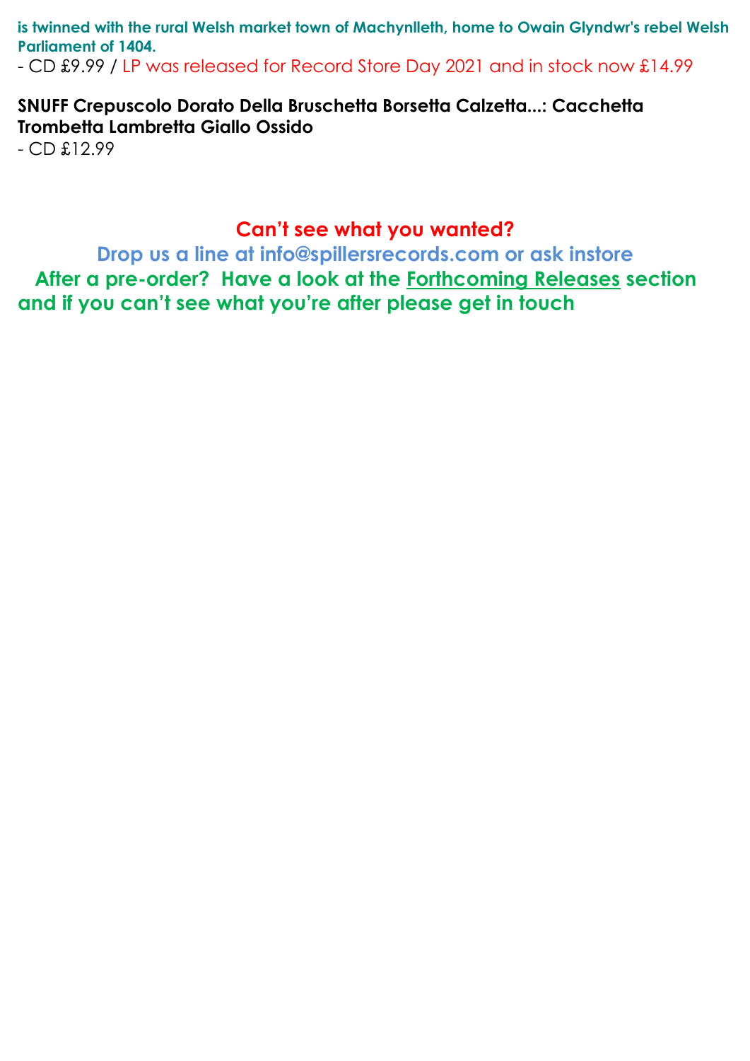**is twinned with the rural Welsh market town of Machynlleth, home to Owain Glyndwr's rebel Welsh Parliament of 1404.**
- CD £9.99 / LP was released for Record Store Day 2021 and in stock now £14.99

**SNUFF Crepuscolo Dorato Della Bruschetta Borsetta Calzetta...: Cacchetta Trombetta Lambretta Giallo Ossido**
- CD £12.99

**Can't see what you wanted?**
**Drop us a line at info@spillersrecords.com or ask instore**
**After a pre-order? Have a look at the Forthcoming Releases section and if you can't see what you're after please get in touch**